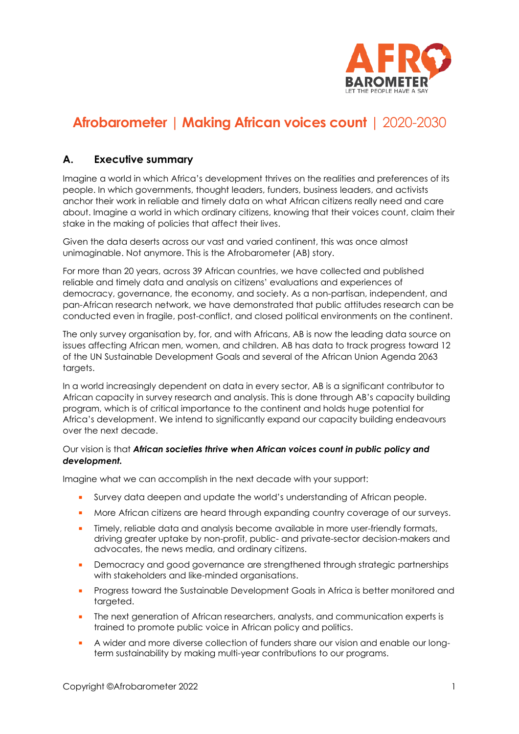# Afrobarometer | Making African voices count | 2020-2030

## A. Executive summary

Imagine a world in which Africa's development thrives on the realities and preferences of its people. In which governments, thought leaders, funders, business leaders, and activists anchor their work in reliable and timely data on what African citizens really need and care about. Imagine a world in which ordinary citizens, knowing that their voices count, claim their stake in the making of policies that affect their lives.

Given the data deserts across our vast and varied continent, this was once almost unimaginable. Not anymore. This is the Afrobarometer (AB) story.

For more than 20 years, across 39 African countries, we have collected and published reliable and timely data and analysis on citizens' evaluations and experiences of democracy, governance, the economy, and society. As a non-partisan, independent, and pan-African research network, we have demonstrated that public attitudes research can be conducted even in fragile, post-conflict, and closed political environments on the continent.

The only survey organisation by, for, and with Africans, AB is now the leading data source on issues affecting African men, women, and children. AB has data to track progress toward 12 of the UN Sustainable Development Goals and several of the African Union Agenda 2063 targets.

In a world increasingly dependent on data in every sector, AB is a significant contributor to African capacity in survey research and analysis. This is done through AB's capacity building program, which is of critical importance to the continent and holds huge potential for Africa's development. We intend to significantly expand our capacity building endeavours over the next decade.

Our vision is that ***African societies thrive when African voices count in public policy and development.***

Imagine what we can accomplish in the next decade with your support:

- Survey data deepen and update the world's understanding of African people.
- More African citizens are heard through expanding country coverage of our surveys.
- Timely, reliable data and analysis become available in more user-friendly formats, driving greater uptake by non-profit, public- and private-sector decision-makers and advocates, the news media, and ordinary citizens.
- Democracy and good governance are strengthened through strategic partnerships with stakeholders and like-minded organisations.
- Progress toward the Sustainable Development Goals in Africa is better monitored and targeted.
- The next generation of African researchers, analysts, and communication experts is trained to promote public voice in African policy and politics.
- A wider and more diverse collection of funders share our vision and enable our long-term sustainability by making multi-year contributions to our programs.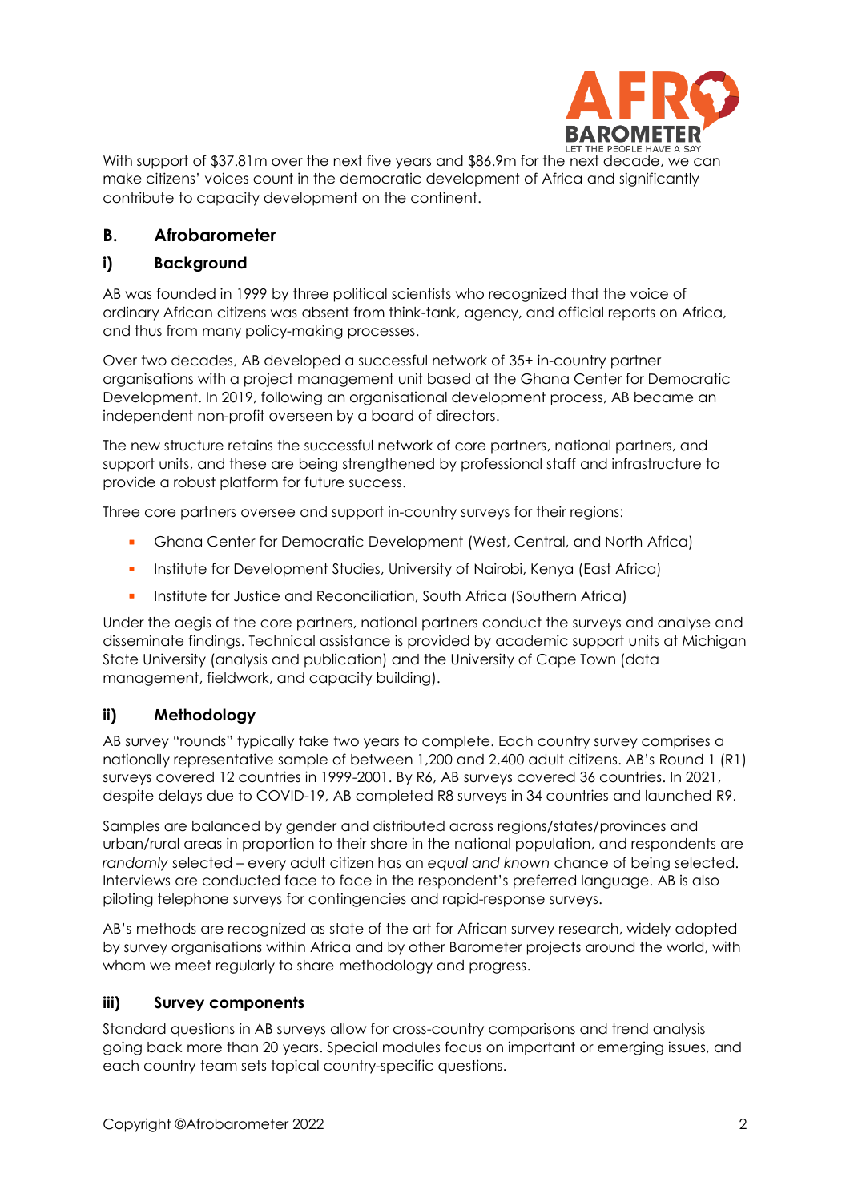With support of $37.81m over the next five years and $86.9m for the next decade, we can make citizens' voices count in the democratic development of Africa and significantly contribute to capacity development on the continent.

## B. Afrobarometer

### i) Background

AB was founded in 1999 by three political scientists who recognized that the voice of ordinary African citizens was absent from think-tank, agency, and official reports on Africa, and thus from many policy-making processes.

Over two decades, AB developed a successful network of 35+ in-country partner organisations with a project management unit based at the Ghana Center for Democratic Development. In 2019, following an organisational development process, AB became an independent non-profit overseen by a board of directors.

The new structure retains the successful network of core partners, national partners, and support units, and these are being strengthened by professional staff and infrastructure to provide a robust platform for future success.

Three core partners oversee and support in-country surveys for their regions:

- Ghana Center for Democratic Development (West, Central, and North Africa)
- Institute for Development Studies, University of Nairobi, Kenya (East Africa)
- Institute for Justice and Reconciliation, South Africa (Southern Africa)

Under the aegis of the core partners, national partners conduct the surveys and analyse and disseminate findings. Technical assistance is provided by academic support units at Michigan State University (analysis and publication) and the University of Cape Town (data management, fieldwork, and capacity building).

### ii) Methodology

AB survey "rounds" typically take two years to complete. Each country survey comprises a nationally representative sample of between 1,200 and 2,400 adult citizens. AB's Round 1 (R1) surveys covered 12 countries in 1999-2001. By R6, AB surveys covered 36 countries. In 2021, despite delays due to COVID-19, AB completed R8 surveys in 34 countries and launched R9.

Samples are balanced by gender and distributed across regions/states/provinces and urban/rural areas in proportion to their share in the national population, and respondents are *randomly* selected – every adult citizen has an *equal and known* chance of being selected. Interviews are conducted face to face in the respondent's preferred language. AB is also piloting telephone surveys for contingencies and rapid-response surveys.

AB's methods are recognized as state of the art for African survey research, widely adopted by survey organisations within Africa and by other Barometer projects around the world, with whom we meet regularly to share methodology and progress.

### iii) Survey components

Standard questions in AB surveys allow for cross-country comparisons and trend analysis going back more than 20 years. Special modules focus on important or emerging issues, and each country team sets topical country-specific questions.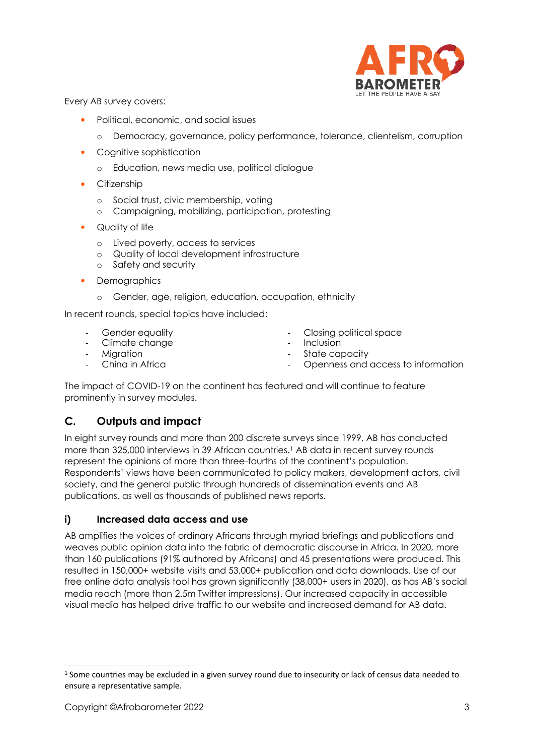Every AB survey covers:

- Political, economic, and social issues
  - Democracy, governance, policy performance, tolerance, clientelism, corruption
- Cognitive sophistication
  - Education, news media use, political dialogue
- Citizenship
  - Social trust, civic membership, voting
  - Campaigning, mobilizing, participation, protesting
- Quality of life
  - Lived poverty, access to services
  - Quality of local development infrastructure
  - Safety and security
- Demographics
  - Gender, age, religion, education, occupation, ethnicity

In recent rounds, special topics have included:

- Gender equality
- Climate change
- Migration
- China in Africa
- Closing political space
- Inclusion
- State capacity
- Openness and access to information

The impact of COVID-19 on the continent has featured and will continue to feature prominently in survey modules.

## C. Outputs and impact

In eight survey rounds and more than 200 discrete surveys since 1999, AB has conducted more than 325,000 interviews in 39 African countries.[1] AB data in recent survey rounds represent the opinions of more than three-fourths of the continent's population. Respondents' views have been communicated to policy makers, development actors, civil society, and the general public through hundreds of dissemination events and AB publications, as well as thousands of published news reports.

### i) Increased data access and use

AB amplifies the voices of ordinary Africans through myriad briefings and publications and weaves public opinion data into the fabric of democratic discourse in Africa. In 2020, more than 160 publications (91% authored by Africans) and 45 presentations were produced. This resulted in 150,000+ website visits and 53,000+ publication and data downloads. Use of our free online data analysis tool has grown significantly (38,000+ users in 2020), as has AB's social media reach (more than 2.5m Twitter impressions). Our increased capacity in accessible visual media has helped drive traffic to our website and increased demand for AB data.

[1] Some countries may be excluded in a given survey round due to insecurity or lack of census data needed to ensure a representative sample.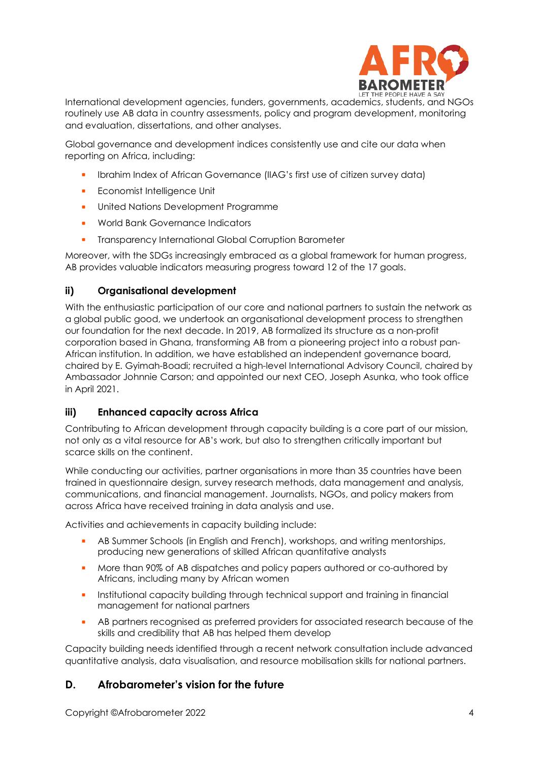International development agencies, funders, governments, academics, students, and NGOs routinely use AB data in country assessments, policy and program development, monitoring and evaluation, dissertations, and other analyses.

Global governance and development indices consistently use and cite our data when reporting on Africa, including:

- Ibrahim Index of African Governance (IIAG's first use of citizen survey data)
- Economist Intelligence Unit
- United Nations Development Programme
- World Bank Governance Indicators
- Transparency International Global Corruption Barometer

Moreover, with the SDGs increasingly embraced as a global framework for human progress, AB provides valuable indicators measuring progress toward 12 of the 17 goals.

### ii) Organisational development

With the enthusiastic participation of our core and national partners to sustain the network as a global public good, we undertook an organisational development process to strengthen our foundation for the next decade. In 2019, AB formalized its structure as a non-profit corporation based in Ghana, transforming AB from a pioneering project into a robust pan-African institution. In addition, we have established an independent governance board, chaired by E. Gyimah-Boadi; recruited a high-level International Advisory Council, chaired by Ambassador Johnnie Carson; and appointed our next CEO, Joseph Asunka, who took office in April 2021.

### iii) Enhanced capacity across Africa

Contributing to African development through capacity building is a core part of our mission, not only as a vital resource for AB's work, but also to strengthen critically important but scarce skills on the continent.

While conducting our activities, partner organisations in more than 35 countries have been trained in questionnaire design, survey research methods, data management and analysis, communications, and financial management. Journalists, NGOs, and policy makers from across Africa have received training in data analysis and use.

Activities and achievements in capacity building include:

- AB Summer Schools (in English and French), workshops, and writing mentorships, producing new generations of skilled African quantitative analysts
- More than 90% of AB dispatches and policy papers authored or co-authored by Africans, including many by African women
- Institutional capacity building through technical support and training in financial management for national partners
- AB partners recognised as preferred providers for associated research because of the skills and credibility that AB has helped them develop

Capacity building needs identified through a recent network consultation include advanced quantitative analysis, data visualisation, and resource mobilisation skills for national partners.

## D. Afrobarometer's vision for the future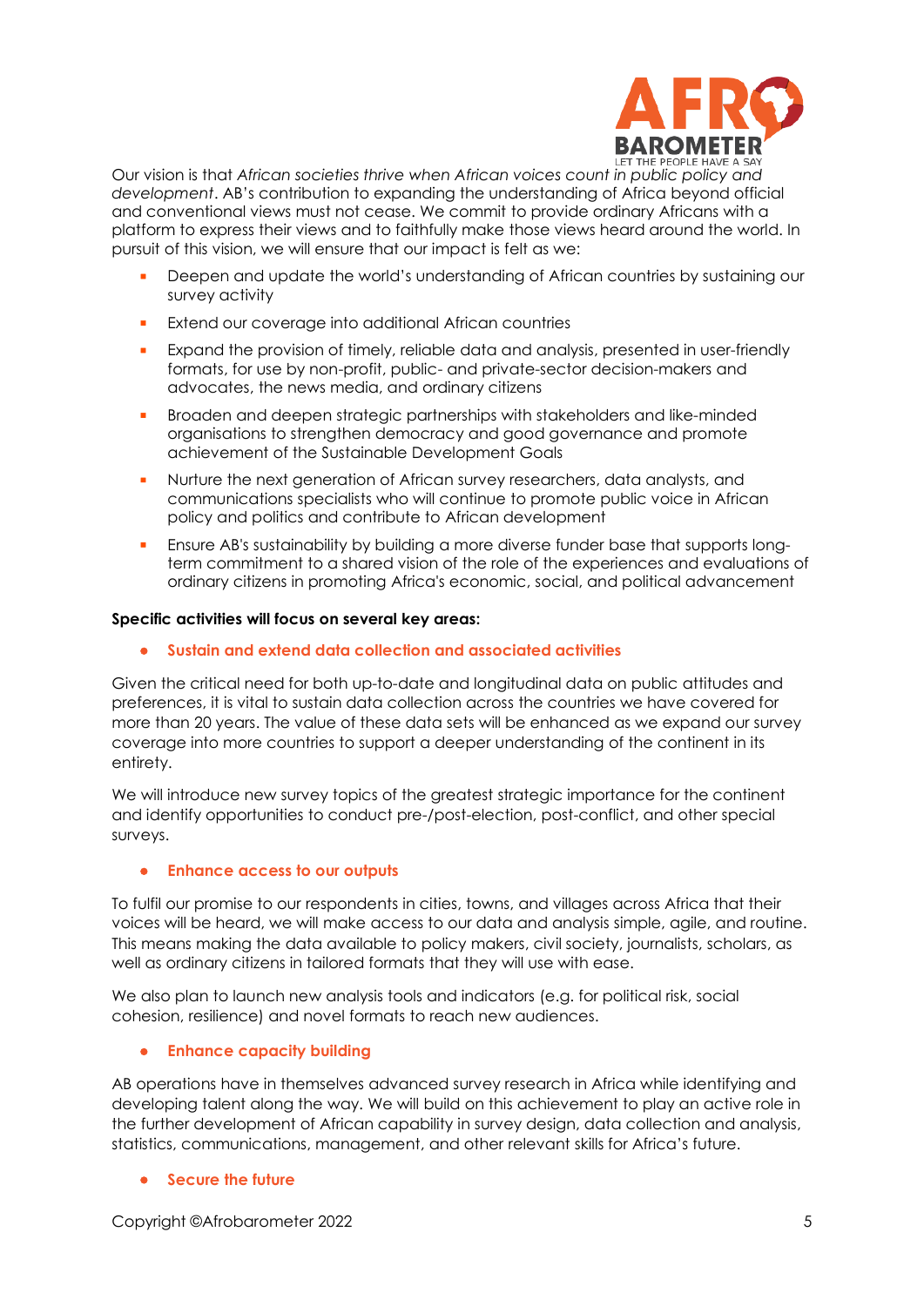Our vision is that *African societies thrive when African voices count in public policy and development*. AB's contribution to expanding the understanding of Africa beyond official and conventional views must not cease. We commit to provide ordinary Africans with a platform to express their views and to faithfully make those views heard around the world. In pursuit of this vision, we will ensure that our impact is felt as we:

- Deepen and update the world's understanding of African countries by sustaining our survey activity
- Extend our coverage into additional African countries
- Expand the provision of timely, reliable data and analysis, presented in user-friendly formats, for use by non-profit, public- and private-sector decision-makers and advocates, the news media, and ordinary citizens
- Broaden and deepen strategic partnerships with stakeholders and like-minded organisations to strengthen democracy and good governance and promote achievement of the Sustainable Development Goals
- Nurture the next generation of African survey researchers, data analysts, and communications specialists who will continue to promote public voice in African policy and politics and contribute to African development
- Ensure AB's sustainability by building a more diverse funder base that supports long-term commitment to a shared vision of the role of the experiences and evaluations of ordinary citizens in promoting Africa's economic, social, and political advancement

**Specific activities will focus on several key areas:**

- **Sustain and extend data collection and associated activities**

Given the critical need for both up-to-date and longitudinal data on public attitudes and preferences, it is vital to sustain data collection across the countries we have covered for more than 20 years. The value of these data sets will be enhanced as we expand our survey coverage into more countries to support a deeper understanding of the continent in its entirety.

We will introduce new survey topics of the greatest strategic importance for the continent and identify opportunities to conduct pre-/post-election, post-conflict, and other special surveys.

- **Enhance access to our outputs**

To fulfil our promise to our respondents in cities, towns, and villages across Africa that their voices will be heard, we will make access to our data and analysis simple, agile, and routine. This means making the data available to policy makers, civil society, journalists, scholars, as well as ordinary citizens in tailored formats that they will use with ease.

We also plan to launch new analysis tools and indicators (e.g. for political risk, social cohesion, resilience) and novel formats to reach new audiences.

- **Enhance capacity building**

AB operations have in themselves advanced survey research in Africa while identifying and developing talent along the way. We will build on this achievement to play an active role in the further development of African capability in survey design, data collection and analysis, statistics, communications, management, and other relevant skills for Africa's future.

- **Secure the future**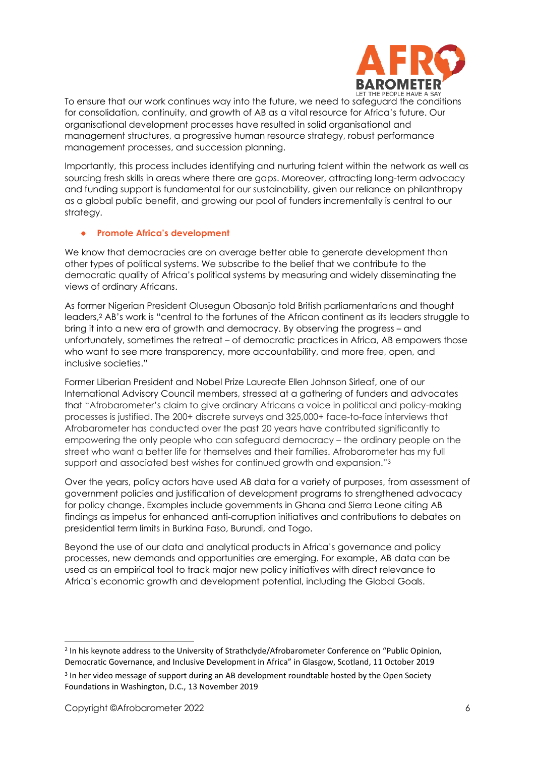To ensure that our work continues way into the future, we need to safeguard the conditions for consolidation, continuity, and growth of AB as a vital resource for Africa's future. Our organisational development processes have resulted in solid organisational and management structures, a progressive human resource strategy, robust performance management processes, and succession planning.

Importantly, this process includes identifying and nurturing talent within the network as well as sourcing fresh skills in areas where there are gaps. Moreover, attracting long-term advocacy and funding support is fundamental for our sustainability, given our reliance on philanthropy as a global public benefit, and growing our pool of funders incrementally is central to our strategy.

- **Promote Africa's development**

We know that democracies are on average better able to generate development than other types of political systems. We subscribe to the belief that we contribute to the democratic quality of Africa's political systems by measuring and widely disseminating the views of ordinary Africans.

As former Nigerian President Olusegun Obasanjo told British parliamentarians and thought leaders,[2] AB's work is "central to the fortunes of the African continent as its leaders struggle to bring it into a new era of growth and democracy. By observing the progress – and unfortunately, sometimes the retreat – of democratic practices in Africa, AB empowers those who want to see more transparency, more accountability, and more free, open, and inclusive societies."

Former Liberian President and Nobel Prize Laureate Ellen Johnson Sirleaf, one of our International Advisory Council members, stressed at a gathering of funders and advocates that "Afrobarometer's claim to give ordinary Africans a voice in political and policy-making processes is justified. The 200+ discrete surveys and 325,000+ face-to-face interviews that Afrobarometer has conducted over the past 20 years have contributed significantly to empowering the only people who can safeguard democracy – the ordinary people on the street who want a better life for themselves and their families. Afrobarometer has my full support and associated best wishes for continued growth and expansion."[3]

Over the years, policy actors have used AB data for a variety of purposes, from assessment of government policies and justification of development programs to strengthened advocacy for policy change. Examples include governments in Ghana and Sierra Leone citing AB findings as impetus for enhanced anti-corruption initiatives and contributions to debates on presidential term limits in Burkina Faso, Burundi, and Togo.

Beyond the use of our data and analytical products in Africa's governance and policy processes, new demands and opportunities are emerging. For example, AB data can be used as an empirical tool to track major new policy initiatives with direct relevance to Africa's economic growth and development potential, including the Global Goals.

---

[2] In his keynote address to the University of Strathclyde/Afrobarometer Conference on "Public Opinion, Democratic Governance, and Inclusive Development in Africa" in Glasgow, Scotland, 11 October 2019

[3] In her video message of support during an AB development roundtable hosted by the Open Society Foundations in Washington, D.C., 13 November 2019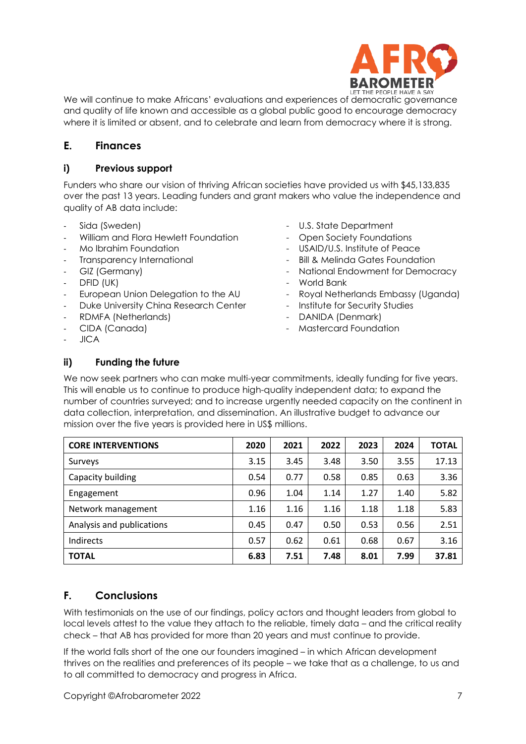We will continue to make Africans' evaluations and experiences of democratic governance and quality of life known and accessible as a global public good to encourage democracy where it is limited or absent, and to celebrate and learn from democracy where it is strong.

## E. Finances

### i) Previous support

Funders who share our vision of thriving African societies have provided us with $45,133,835 over the past 13 years. Leading funders and grant makers who value the independence and quality of AB data include:

- Sida (Sweden)
- William and Flora Hewlett Foundation
- Mo Ibrahim Foundation
- Transparency International
- GIZ (Germany)
- DFID (UK)
- European Union Delegation to the AU
- Duke University China Research Center
- RDMFA (Netherlands)
- CIDA (Canada)
- JICA
- U.S. State Department
- Open Society Foundations
- USAID/U.S. Institute of Peace
- Bill & Melinda Gates Foundation
- National Endowment for Democracy
- World Bank
- Royal Netherlands Embassy (Uganda)
- Institute for Security Studies
- DANIDA (Denmark)
- Mastercard Foundation

### ii) Funding the future

We now seek partners who can make multi-year commitments, ideally funding for five years. This will enable us to continue to produce high-quality independent data; to expand the number of countries surveyed; and to increase urgently needed capacity on the continent in data collection, interpretation, and dissemination. An illustrative budget to advance our mission over the five years is provided here in US$ millions.

| CORE INTERVENTIONS | 2020 | 2021 | 2022 | 2023 | 2024 | TOTAL |
|---|---|---|---|---|---|---|
| Surveys | 3.15 | 3.45 | 3.48 | 3.50 | 3.55 | 17.13 |
| Capacity building | 0.54 | 0.77 | 0.58 | 0.85 | 0.63 | 3.36 |
| Engagement | 0.96 | 1.04 | 1.14 | 1.27 | 1.40 | 5.82 |
| Network management | 1.16 | 1.16 | 1.16 | 1.18 | 1.18 | 5.83 |
| Analysis and publications | 0.45 | 0.47 | 0.50 | 0.53 | 0.56 | 2.51 |
| Indirects | 0.57 | 0.62 | 0.61 | 0.68 | 0.67 | 3.16 |
| **TOTAL** | **6.83** | **7.51** | **7.48** | **8.01** | **7.99** | **37.81** |

## F. Conclusions

With testimonials on the use of our findings, policy actors and thought leaders from global to local levels attest to the value they attach to the reliable, timely data – and the critical reality check – that AB has provided for more than 20 years and must continue to provide.

If the world falls short of the one our founders imagined – in which African development thrives on the realities and preferences of its people – we take that as a challenge, to us and to all committed to democracy and progress in Africa.

Copyright ©Afrobarometer 2022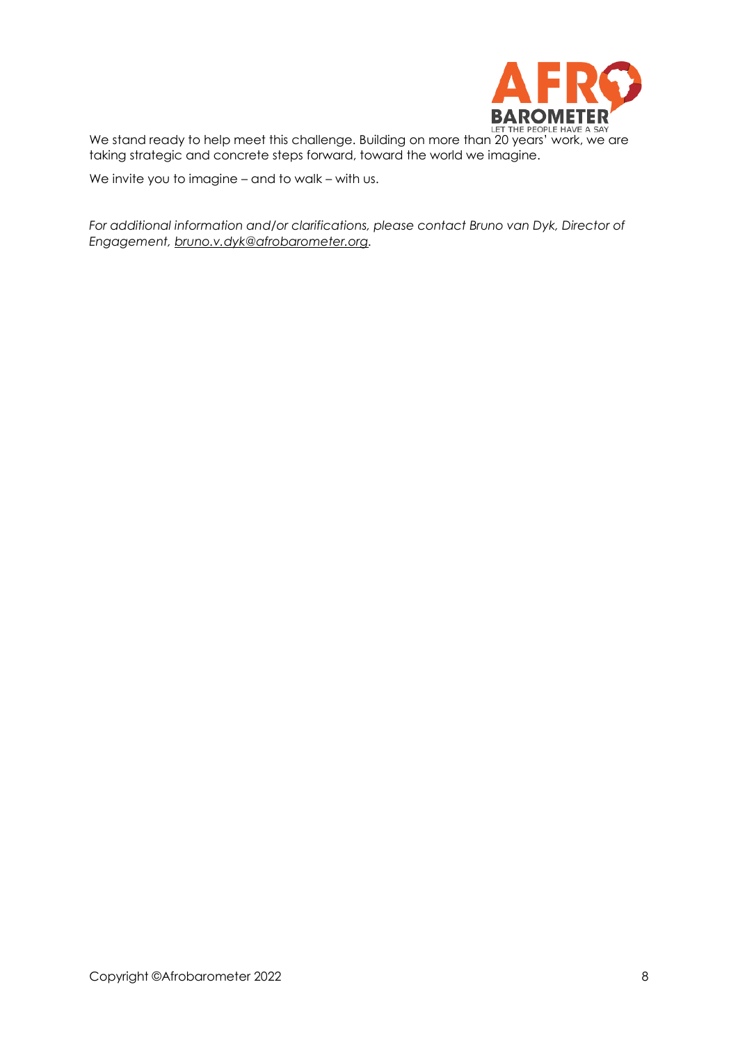We stand ready to help meet this challenge. Building on more than 20 years' work, we are taking strategic and concrete steps forward, toward the world we imagine.

We invite you to imagine – and to walk – with us.

*For additional information and/or clarifications, please contact Bruno van Dyk, Director of Engagement, bruno.v.dyk@afrobarometer.org.*